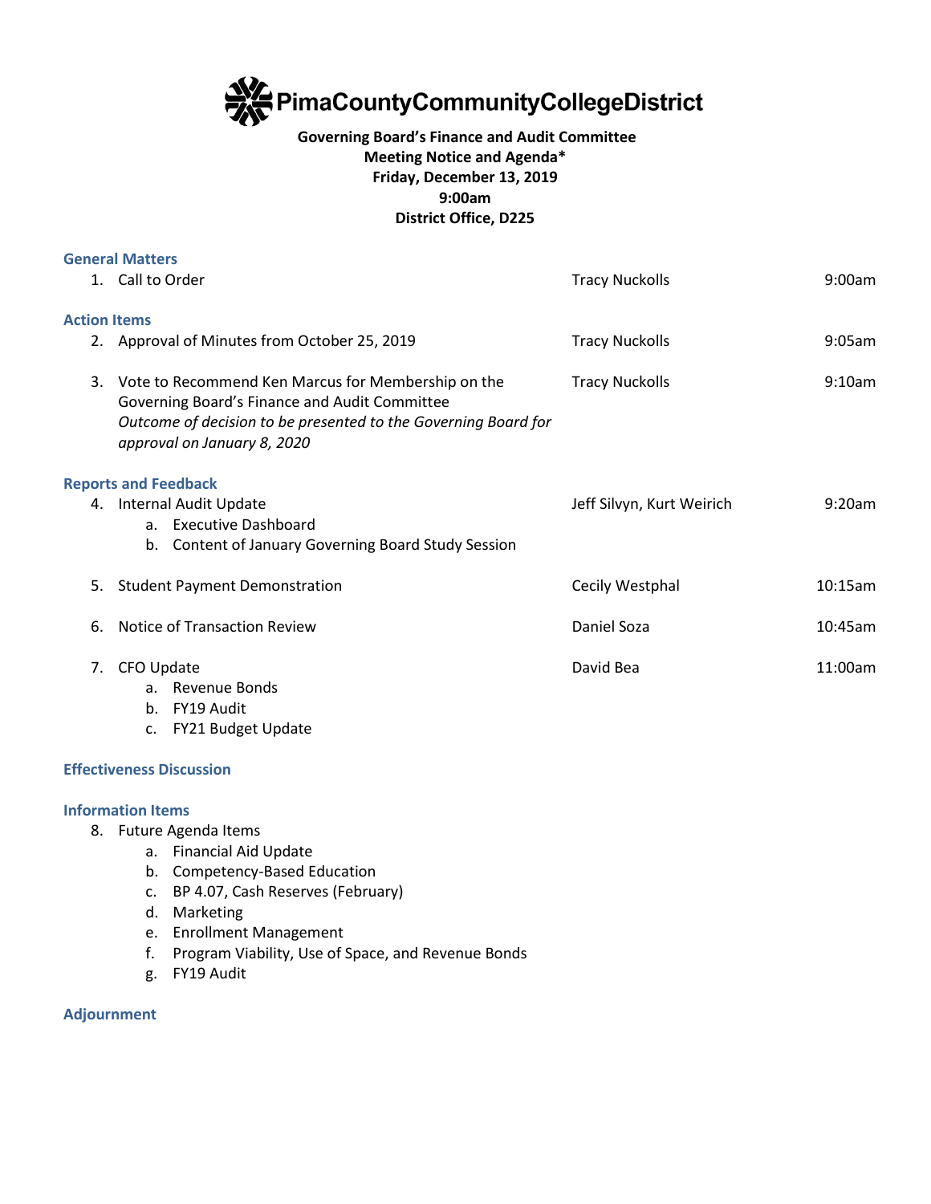# PimaCountyCommunityCollegeDistrict

**Governing Board's Finance and Audit Committee**
**Meeting Notice and Agenda***
**Friday, December 13, 2019**
**9:00am**
**District Office, D225**

### General Matters

| | | |
|---|---|---|
| 1. Call to Order | Tracy Nuckolls | 9:00am |

### Action Items

| | | |
|---|---|---|
| 2. Approval of Minutes from October 25, 2019 | Tracy Nuckolls | 9:05am |
| 3. Vote to Recommend Ken Marcus for Membership on the Governing Board's Finance and Audit Committee *Outcome of decision to be presented to the Governing Board for approval on January 8, 2020* | Tracy Nuckolls | 9:10am |

### Reports and Feedback

| | | |
|---|---|---|
| 4. Internal Audit Update<br>a. Executive Dashboard<br>b. Content of January Governing Board Study Session | Jeff Silvyn, Kurt Weirich | 9:20am |
| 5. Student Payment Demonstration | Cecily Westphal | 10:15am |
| 6. Notice of Transaction Review | Daniel Soza | 10:45am |
| 7. CFO Update<br>a. Revenue Bonds<br>b. FY19 Audit<br>c. FY21 Budget Update | David Bea | 11:00am |

### Effectiveness Discussion

### Information Items

8. Future Agenda Items
   a. Financial Aid Update
   b. Competency-Based Education
   c. BP 4.07, Cash Reserves (February)
   d. Marketing
   e. Enrollment Management
   f. Program Viability, Use of Space, and Revenue Bonds
   g. FY19 Audit

### Adjournment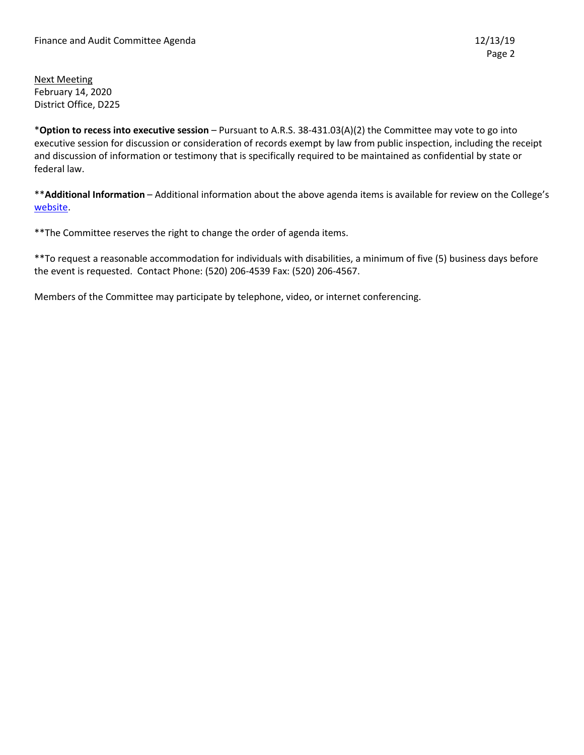<u>Next Meeting</u>
February 14, 2020
District Office, D225

*__Option to recess into executive session__ – Pursuant to A.R.S. 38-431.03(A)(2) the Committee may vote to go into executive session for discussion or consideration of records exempt by law from public inspection, including the receipt and discussion of information or testimony that is specifically required to be maintained as confidential by state or federal law.

**__Additional Information__ – Additional information about the above agenda items is available for review on the College's website.

**The Committee reserves the right to change the order of agenda items.

**To request a reasonable accommodation for individuals with disabilities, a minimum of five (5) business days before the event is requested. Contact Phone: (520) 206-4539 Fax: (520) 206-4567.

Members of the Committee may participate by telephone, video, or internet conferencing.